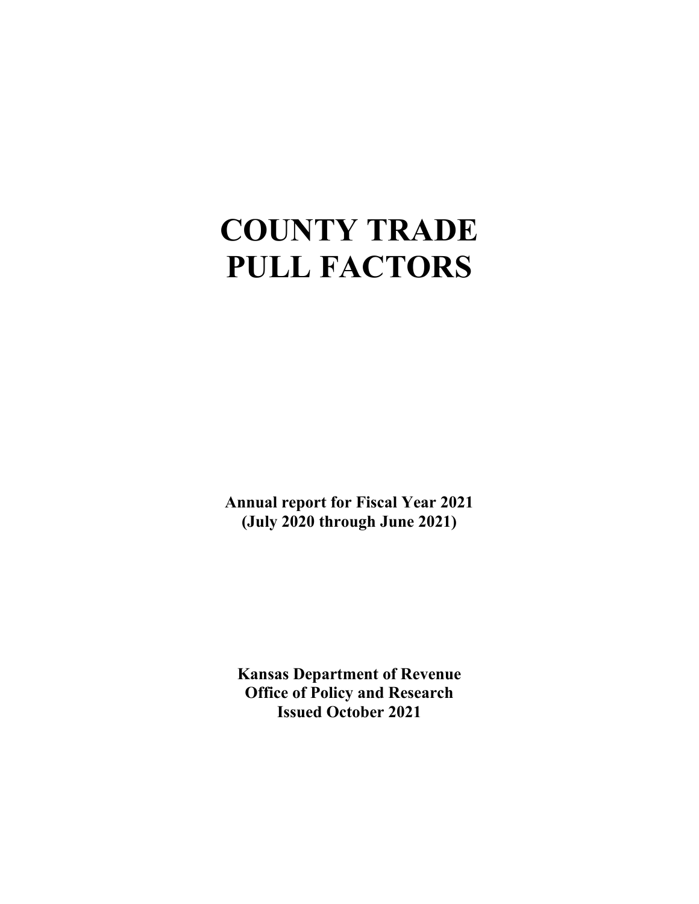# COUNTY TRADE PULL FACTORS

**Annual report for Fiscal Year 2021**
**(July 2020 through June 2021)**

**Kansas Department of Revenue**
**Office of Policy and Research**
**Issued October 2021**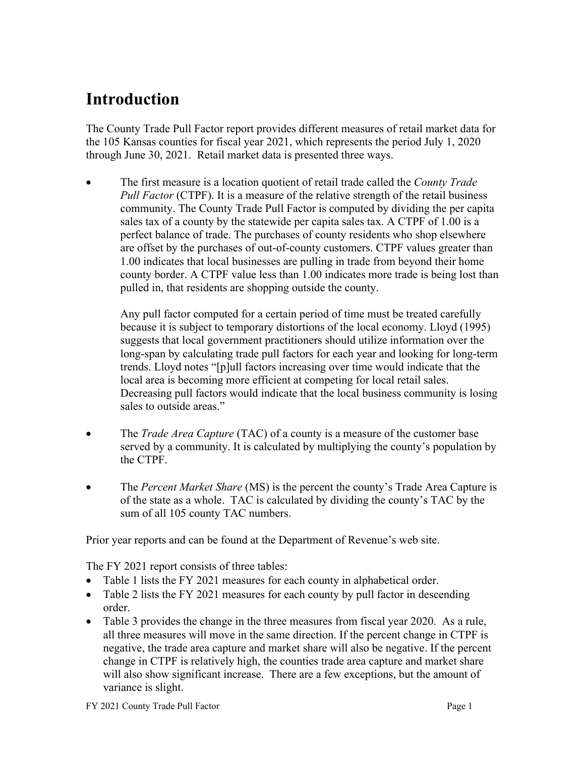# Introduction

The County Trade Pull Factor report provides different measures of retail market data for the 105 Kansas counties for fiscal year 2021, which represents the period July 1, 2020 through June 30, 2021. Retail market data is presented three ways.

- The first measure is a location quotient of retail trade called the *County Trade Pull Factor* (CTPF). It is a measure of the relative strength of the retail business community. The County Trade Pull Factor is computed by dividing the per capita sales tax of a county by the statewide per capita sales tax. A CTPF of 1.00 is a perfect balance of trade. The purchases of county residents who shop elsewhere are offset by the purchases of out-of-county customers. CTPF values greater than 1.00 indicates that local businesses are pulling in trade from beyond their home county border. A CTPF value less than 1.00 indicates more trade is being lost than pulled in, that residents are shopping outside the county.

  Any pull factor computed for a certain period of time must be treated carefully because it is subject to temporary distortions of the local economy. Lloyd (1995) suggests that local government practitioners should utilize information over the long-span by calculating trade pull factors for each year and looking for long-term trends. Lloyd notes "[p]ull factors increasing over time would indicate that the local area is becoming more efficient at competing for local retail sales. Decreasing pull factors would indicate that the local business community is losing sales to outside areas."

- The *Trade Area Capture* (TAC) of a county is a measure of the customer base served by a community. It is calculated by multiplying the county's population by the CTPF.

- The *Percent Market Share* (MS) is the percent the county's Trade Area Capture is of the state as a whole. TAC is calculated by dividing the county's TAC by the sum of all 105 county TAC numbers.

Prior year reports and can be found at the Department of Revenue's web site.

The FY 2021 report consists of three tables:

- Table 1 lists the FY 2021 measures for each county in alphabetical order.
- Table 2 lists the FY 2021 measures for each county by pull factor in descending order.
- Table 3 provides the change in the three measures from fiscal year 2020. As a rule, all three measures will move in the same direction. If the percent change in CTPF is negative, the trade area capture and market share will also be negative. If the percent change in CTPF is relatively high, the counties trade area capture and market share will also show significant increase. There are a few exceptions, but the amount of variance is slight.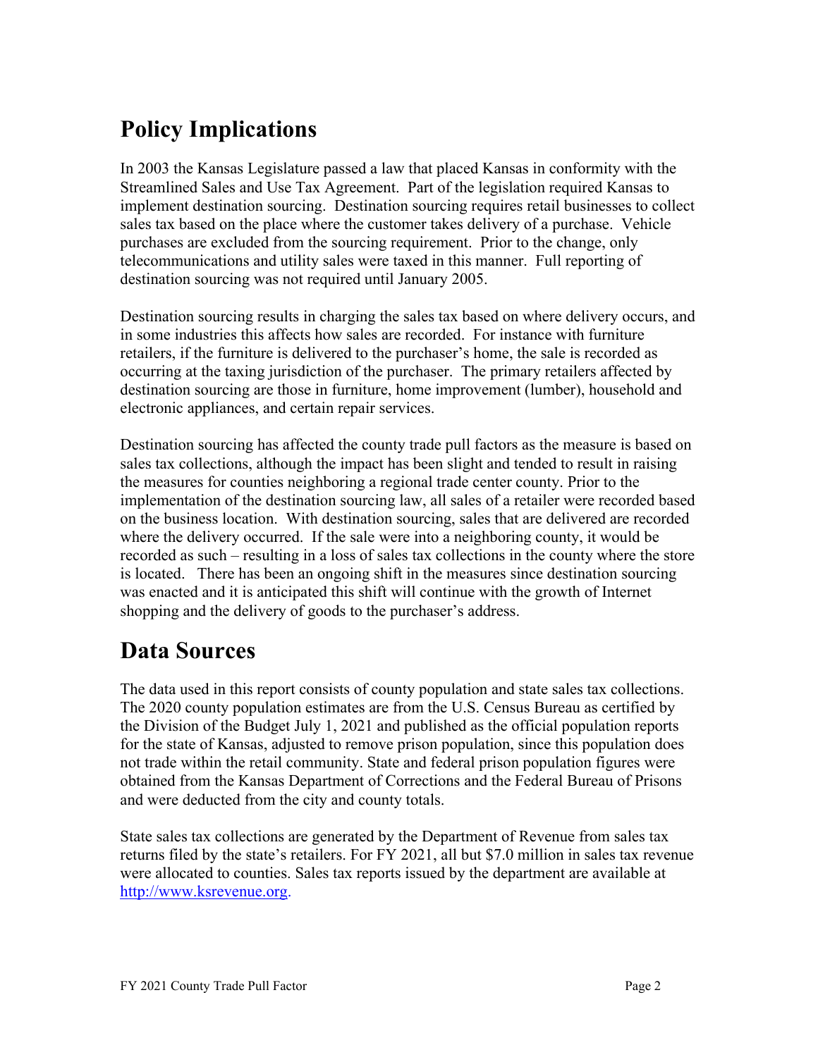## Policy Implications

In 2003 the Kansas Legislature passed a law that placed Kansas in conformity with the Streamlined Sales and Use Tax Agreement. Part of the legislation required Kansas to implement destination sourcing. Destination sourcing requires retail businesses to collect sales tax based on the place where the customer takes delivery of a purchase. Vehicle purchases are excluded from the sourcing requirement. Prior to the change, only telecommunications and utility sales were taxed in this manner. Full reporting of destination sourcing was not required until January 2005.

Destination sourcing results in charging the sales tax based on where delivery occurs, and in some industries this affects how sales are recorded. For instance with furniture retailers, if the furniture is delivered to the purchaser's home, the sale is recorded as occurring at the taxing jurisdiction of the purchaser. The primary retailers affected by destination sourcing are those in furniture, home improvement (lumber), household and electronic appliances, and certain repair services.

Destination sourcing has affected the county trade pull factors as the measure is based on sales tax collections, although the impact has been slight and tended to result in raising the measures for counties neighboring a regional trade center county. Prior to the implementation of the destination sourcing law, all sales of a retailer were recorded based on the business location. With destination sourcing, sales that are delivered are recorded where the delivery occurred. If the sale were into a neighboring county, it would be recorded as such – resulting in a loss of sales tax collections in the county where the store is located. There has been an ongoing shift in the measures since destination sourcing was enacted and it is anticipated this shift will continue with the growth of Internet shopping and the delivery of goods to the purchaser's address.

## Data Sources

The data used in this report consists of county population and state sales tax collections. The 2020 county population estimates are from the U.S. Census Bureau as certified by the Division of the Budget July 1, 2021 and published as the official population reports for the state of Kansas, adjusted to remove prison population, since this population does not trade within the retail community. State and federal prison population figures were obtained from the Kansas Department of Corrections and the Federal Bureau of Prisons and were deducted from the city and county totals.

State sales tax collections are generated by the Department of Revenue from sales tax returns filed by the state's retailers. For FY 2021, all but $7.0 million in sales tax revenue were allocated to counties. Sales tax reports issued by the department are available at http://www.ksrevenue.org.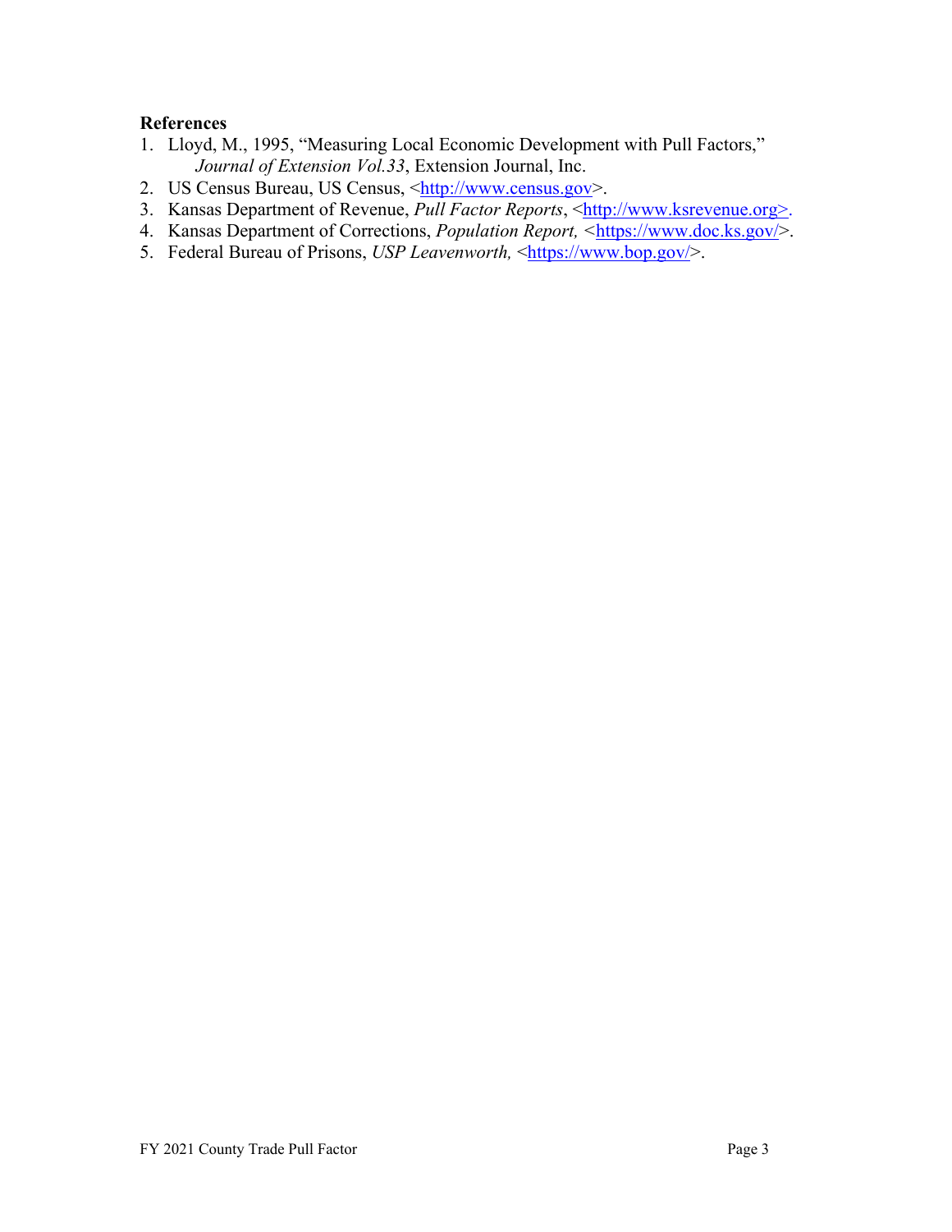**References**

1. Lloyd, M., 1995, "Measuring Local Economic Development with Pull Factors," *Journal of Extension Vol.33*, Extension Journal, Inc.
2. US Census Bureau, US Census, <http://www.census.gov>.
3. Kansas Department of Revenue, *Pull Factor Reports*, <http://www.ksrevenue.org>.
4. Kansas Department of Corrections, *Population Report,* <https://www.doc.ks.gov/>.
5. Federal Bureau of Prisons, *USP Leavenworth,* <https://www.bop.gov/>.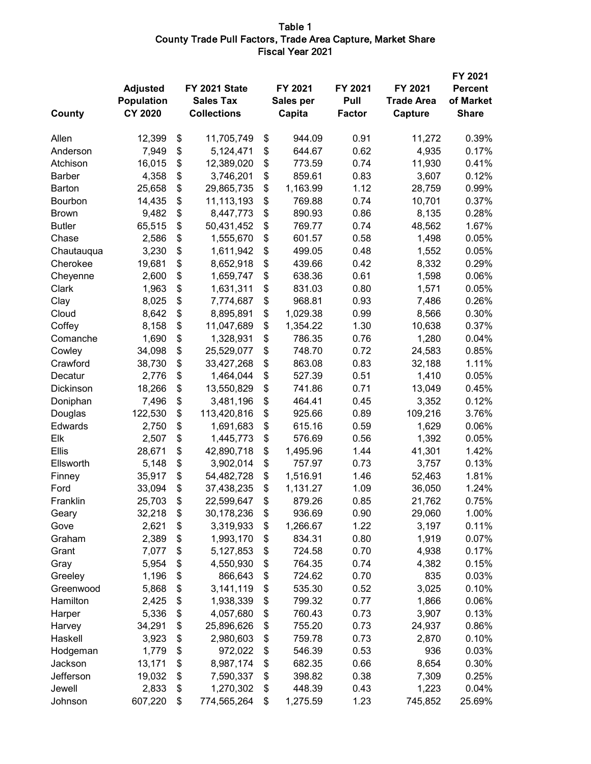# Table 1
## County Trade Pull Factors, Trade Area Capture, Market Share
### Fiscal Year 2021

| County | Adjusted Population CY 2020 | FY 2021 State Sales Tax Collections | FY 2021 Sales per Capita | FY 2021 Pull Factor | FY 2021 Trade Area Capture | FY 2021 Percent of Market Share |
|---|---|---|---|---|---|---|
| Allen | 12,399 | $ 11,705,749 | $ 944.09 | 0.91 | 11,272 | 0.39% |
| Anderson | 7,949 | $ 5,124,471 | $ 644.67 | 0.62 | 4,935 | 0.17% |
| Atchison | 16,015 | $ 12,389,020 | $ 773.59 | 0.74 | 11,930 | 0.41% |
| Barber | 4,358 | $ 3,746,201 | $ 859.61 | 0.83 | 3,607 | 0.12% |
| Barton | 25,658 | $ 29,865,735 | $ 1,163.99 | 1.12 | 28,759 | 0.99% |
| Bourbon | 14,435 | $ 11,113,193 | $ 769.88 | 0.74 | 10,701 | 0.37% |
| Brown | 9,482 | $ 8,447,773 | $ 890.93 | 0.86 | 8,135 | 0.28% |
| Butler | 65,515 | $ 50,431,452 | $ 769.77 | 0.74 | 48,562 | 1.67% |
| Chase | 2,586 | $ 1,555,670 | $ 601.57 | 0.58 | 1,498 | 0.05% |
| Chautauqua | 3,230 | $ 1,611,942 | $ 499.05 | 0.48 | 1,552 | 0.05% |
| Cherokee | 19,681 | $ 8,652,918 | $ 439.66 | 0.42 | 8,332 | 0.29% |
| Cheyenne | 2,600 | $ 1,659,747 | $ 638.36 | 0.61 | 1,598 | 0.06% |
| Clark | 1,963 | $ 1,631,311 | $ 831.03 | 0.80 | 1,571 | 0.05% |
| Clay | 8,025 | $ 7,774,687 | $ 968.81 | 0.93 | 7,486 | 0.26% |
| Cloud | 8,642 | $ 8,895,891 | $ 1,029.38 | 0.99 | 8,566 | 0.30% |
| Coffey | 8,158 | $ 11,047,689 | $ 1,354.22 | 1.30 | 10,638 | 0.37% |
| Comanche | 1,690 | $ 1,328,931 | $ 786.35 | 0.76 | 1,280 | 0.04% |
| Cowley | 34,098 | $ 25,529,077 | $ 748.70 | 0.72 | 24,583 | 0.85% |
| Crawford | 38,730 | $ 33,427,268 | $ 863.08 | 0.83 | 32,188 | 1.11% |
| Decatur | 2,776 | $ 1,464,044 | $ 527.39 | 0.51 | 1,410 | 0.05% |
| Dickinson | 18,266 | $ 13,550,829 | $ 741.86 | 0.71 | 13,049 | 0.45% |
| Doniphan | 7,496 | $ 3,481,196 | $ 464.41 | 0.45 | 3,352 | 0.12% |
| Douglas | 122,530 | $ 113,420,816 | $ 925.66 | 0.89 | 109,216 | 3.76% |
| Edwards | 2,750 | $ 1,691,683 | $ 615.16 | 0.59 | 1,629 | 0.06% |
| Elk | 2,507 | $ 1,445,773 | $ 576.69 | 0.56 | 1,392 | 0.05% |
| Ellis | 28,671 | $ 42,890,718 | $ 1,495.96 | 1.44 | 41,301 | 1.42% |
| Ellsworth | 5,148 | $ 3,902,014 | $ 757.97 | 0.73 | 3,757 | 0.13% |
| Finney | 35,917 | $ 54,482,728 | $ 1,516.91 | 1.46 | 52,463 | 1.81% |
| Ford | 33,094 | $ 37,438,235 | $ 1,131.27 | 1.09 | 36,050 | 1.24% |
| Franklin | 25,703 | $ 22,599,647 | $ 879.26 | 0.85 | 21,762 | 0.75% |
| Geary | 32,218 | $ 30,178,236 | $ 936.69 | 0.90 | 29,060 | 1.00% |
| Gove | 2,621 | $ 3,319,933 | $ 1,266.67 | 1.22 | 3,197 | 0.11% |
| Graham | 2,389 | $ 1,993,170 | $ 834.31 | 0.80 | 1,919 | 0.07% |
| Grant | 7,077 | $ 5,127,853 | $ 724.58 | 0.70 | 4,938 | 0.17% |
| Gray | 5,954 | $ 4,550,930 | $ 764.35 | 0.74 | 4,382 | 0.15% |
| Greeley | 1,196 | $ 866,643 | $ 724.62 | 0.70 | 835 | 0.03% |
| Greenwood | 5,868 | $ 3,141,119 | $ 535.30 | 0.52 | 3,025 | 0.10% |
| Hamilton | 2,425 | $ 1,938,339 | $ 799.32 | 0.77 | 1,866 | 0.06% |
| Harper | 5,336 | $ 4,057,680 | $ 760.43 | 0.73 | 3,907 | 0.13% |
| Harvey | 34,291 | $ 25,896,626 | $ 755.20 | 0.73 | 24,937 | 0.86% |
| Haskell | 3,923 | $ 2,980,603 | $ 759.78 | 0.73 | 2,870 | 0.10% |
| Hodgeman | 1,779 | $ 972,022 | $ 546.39 | 0.53 | 936 | 0.03% |
| Jackson | 13,171 | $ 8,987,174 | $ 682.35 | 0.66 | 8,654 | 0.30% |
| Jefferson | 19,032 | $ 7,590,337 | $ 398.82 | 0.38 | 7,309 | 0.25% |
| Jewell | 2,833 | $ 1,270,302 | $ 448.39 | 0.43 | 1,223 | 0.04% |
| Johnson | 607,220 | $ 774,565,264 | $ 1,275.59 | 1.23 | 745,852 | 25.69% |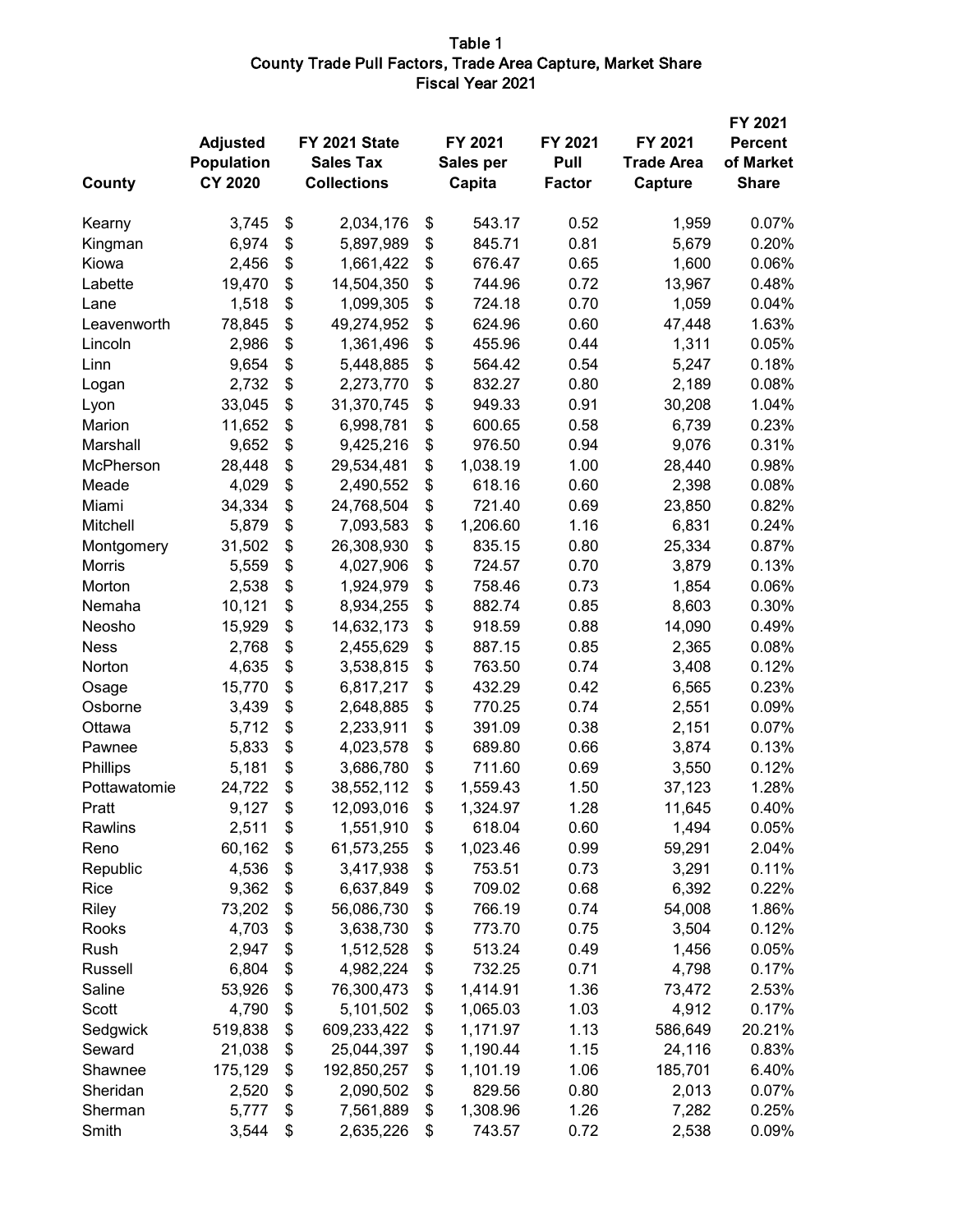# Table 1
## County Trade Pull Factors, Trade Area Capture, Market Share
### Fiscal Year 2021

| County | Adjusted Population CY 2020 | FY 2021 State Sales Tax Collections | FY 2021 Sales per Capita | FY 2021 Pull Factor | FY 2021 Trade Area Capture | FY 2021 Percent of Market Share |
|---|---|---|---|---|---|---|
| Kearny | 3,745 | $ 2,034,176 | $ 543.17 | 0.52 | 1,959 | 0.07% |
| Kingman | 6,974 | $ 5,897,989 | $ 845.71 | 0.81 | 5,679 | 0.20% |
| Kiowa | 2,456 | $ 1,661,422 | $ 676.47 | 0.65 | 1,600 | 0.06% |
| Labette | 19,470 | $ 14,504,350 | $ 744.96 | 0.72 | 13,967 | 0.48% |
| Lane | 1,518 | $ 1,099,305 | $ 724.18 | 0.70 | 1,059 | 0.04% |
| Leavenworth | 78,845 | $ 49,274,952 | $ 624.96 | 0.60 | 47,448 | 1.63% |
| Lincoln | 2,986 | $ 1,361,496 | $ 455.96 | 0.44 | 1,311 | 0.05% |
| Linn | 9,654 | $ 5,448,885 | $ 564.42 | 0.54 | 5,247 | 0.18% |
| Logan | 2,732 | $ 2,273,770 | $ 832.27 | 0.80 | 2,189 | 0.08% |
| Lyon | 33,045 | $ 31,370,745 | $ 949.33 | 0.91 | 30,208 | 1.04% |
| Marion | 11,652 | $ 6,998,781 | $ 600.65 | 0.58 | 6,739 | 0.23% |
| Marshall | 9,652 | $ 9,425,216 | $ 976.50 | 0.94 | 9,076 | 0.31% |
| McPherson | 28,448 | $ 29,534,481 | $ 1,038.19 | 1.00 | 28,440 | 0.98% |
| Meade | 4,029 | $ 2,490,552 | $ 618.16 | 0.60 | 2,398 | 0.08% |
| Miami | 34,334 | $ 24,768,504 | $ 721.40 | 0.69 | 23,850 | 0.82% |
| Mitchell | 5,879 | $ 7,093,583 | $ 1,206.60 | 1.16 | 6,831 | 0.24% |
| Montgomery | 31,502 | $ 26,308,930 | $ 835.15 | 0.80 | 25,334 | 0.87% |
| Morris | 5,559 | $ 4,027,906 | $ 724.57 | 0.70 | 3,879 | 0.13% |
| Morton | 2,538 | $ 1,924,979 | $ 758.46 | 0.73 | 1,854 | 0.06% |
| Nemaha | 10,121 | $ 8,934,255 | $ 882.74 | 0.85 | 8,603 | 0.30% |
| Neosho | 15,929 | $ 14,632,173 | $ 918.59 | 0.88 | 14,090 | 0.49% |
| Ness | 2,768 | $ 2,455,629 | $ 887.15 | 0.85 | 2,365 | 0.08% |
| Norton | 4,635 | $ 3,538,815 | $ 763.50 | 0.74 | 3,408 | 0.12% |
| Osage | 15,770 | $ 6,817,217 | $ 432.29 | 0.42 | 6,565 | 0.23% |
| Osborne | 3,439 | $ 2,648,885 | $ 770.25 | 0.74 | 2,551 | 0.09% |
| Ottawa | 5,712 | $ 2,233,911 | $ 391.09 | 0.38 | 2,151 | 0.07% |
| Pawnee | 5,833 | $ 4,023,578 | $ 689.80 | 0.66 | 3,874 | 0.13% |
| Phillips | 5,181 | $ 3,686,780 | $ 711.60 | 0.69 | 3,550 | 0.12% |
| Pottawatomie | 24,722 | $ 38,552,112 | $ 1,559.43 | 1.50 | 37,123 | 1.28% |
| Pratt | 9,127 | $ 12,093,016 | $ 1,324.97 | 1.28 | 11,645 | 0.40% |
| Rawlins | 2,511 | $ 1,551,910 | $ 618.04 | 0.60 | 1,494 | 0.05% |
| Reno | 60,162 | $ 61,573,255 | $ 1,023.46 | 0.99 | 59,291 | 2.04% |
| Republic | 4,536 | $ 3,417,938 | $ 753.51 | 0.73 | 3,291 | 0.11% |
| Rice | 9,362 | $ 6,637,849 | $ 709.02 | 0.68 | 6,392 | 0.22% |
| Riley | 73,202 | $ 56,086,730 | $ 766.19 | 0.74 | 54,008 | 1.86% |
| Rooks | 4,703 | $ 3,638,730 | $ 773.70 | 0.75 | 3,504 | 0.12% |
| Rush | 2,947 | $ 1,512,528 | $ 513.24 | 0.49 | 1,456 | 0.05% |
| Russell | 6,804 | $ 4,982,224 | $ 732.25 | 0.71 | 4,798 | 0.17% |
| Saline | 53,926 | $ 76,300,473 | $ 1,414.91 | 1.36 | 73,472 | 2.53% |
| Scott | 4,790 | $ 5,101,502 | $ 1,065.03 | 1.03 | 4,912 | 0.17% |
| Sedgwick | 519,838 | $ 609,233,422 | $ 1,171.97 | 1.13 | 586,649 | 20.21% |
| Seward | 21,038 | $ 25,044,397 | $ 1,190.44 | 1.15 | 24,116 | 0.83% |
| Shawnee | 175,129 | $ 192,850,257 | $ 1,101.19 | 1.06 | 185,701 | 6.40% |
| Sheridan | 2,520 | $ 2,090,502 | $ 829.56 | 0.80 | 2,013 | 0.07% |
| Sherman | 5,777 | $ 7,561,889 | $ 1,308.96 | 1.26 | 7,282 | 0.25% |
| Smith | 3,544 | $ 2,635,226 | $ 743.57 | 0.72 | 2,538 | 0.09% |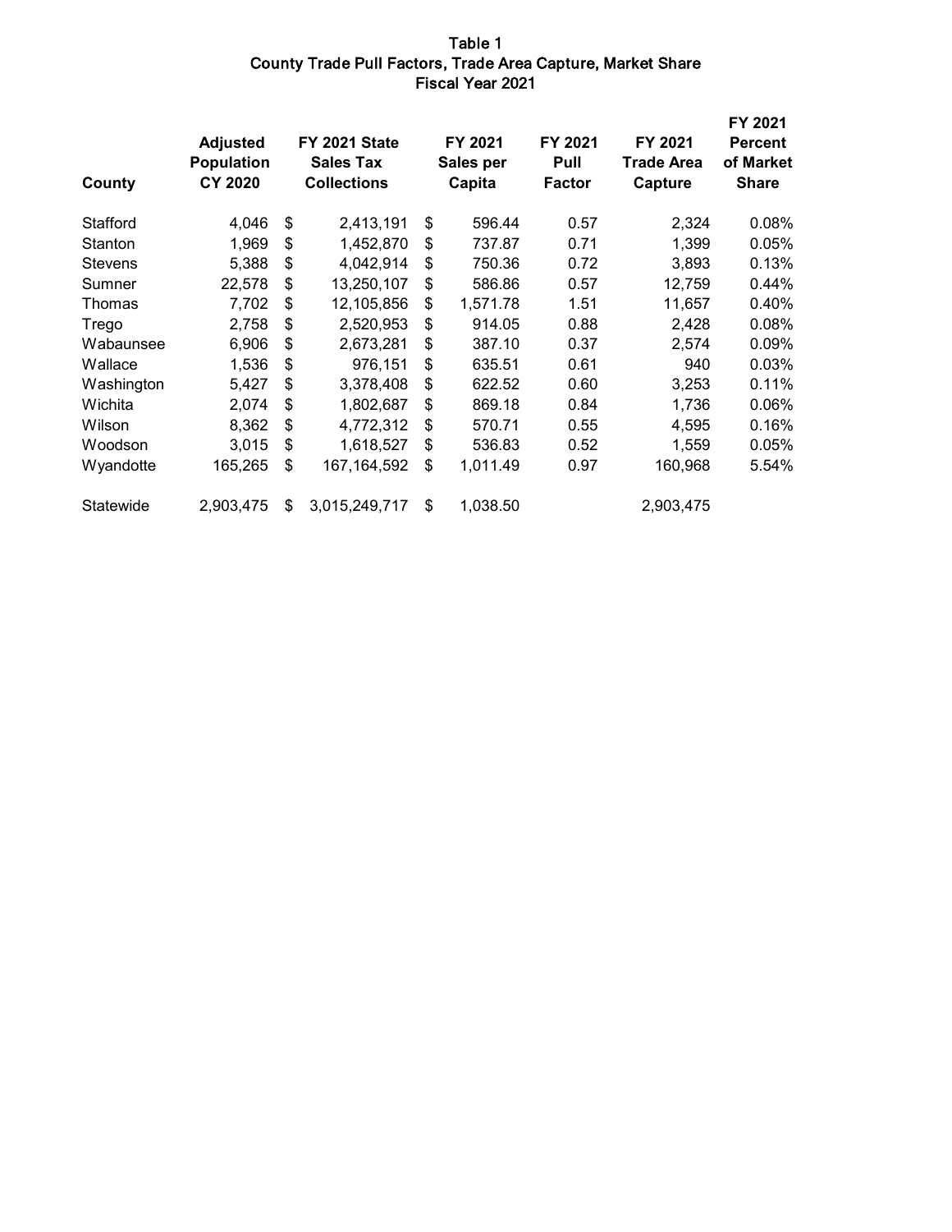# Table 1
## County Trade Pull Factors, Trade Area Capture, Market Share
### Fiscal Year 2021

| County | Adjusted Population CY 2020 | FY 2021 State Sales Tax Collections | FY 2021 Sales per Capita | FY 2021 Pull Factor | FY 2021 Trade Area Capture | FY 2021 Percent of Market Share |
|---|---|---|---|---|---|---|
| Stafford | 4,046 | $ 2,413,191 | $ 596.44 | 0.57 | 2,324 | 0.08% |
| Stanton | 1,969 | $ 1,452,870 | $ 737.87 | 0.71 | 1,399 | 0.05% |
| Stevens | 5,388 | $ 4,042,914 | $ 750.36 | 0.72 | 3,893 | 0.13% |
| Sumner | 22,578 | $ 13,250,107 | $ 586.86 | 0.57 | 12,759 | 0.44% |
| Thomas | 7,702 | $ 12,105,856 | $ 1,571.78 | 1.51 | 11,657 | 0.40% |
| Trego | 2,758 | $ 2,520,953 | $ 914.05 | 0.88 | 2,428 | 0.08% |
| Wabaunsee | 6,906 | $ 2,673,281 | $ 387.10 | 0.37 | 2,574 | 0.09% |
| Wallace | 1,536 | $ 976,151 | $ 635.51 | 0.61 | 940 | 0.03% |
| Washington | 5,427 | $ 3,378,408 | $ 622.52 | 0.60 | 3,253 | 0.11% |
| Wichita | 2,074 | $ 1,802,687 | $ 869.18 | 0.84 | 1,736 | 0.06% |
| Wilson | 8,362 | $ 4,772,312 | $ 570.71 | 0.55 | 4,595 | 0.16% |
| Woodson | 3,015 | $ 1,618,527 | $ 536.83 | 0.52 | 1,559 | 0.05% |
| Wyandotte | 165,265 | $ 167,164,592 | $ 1,011.49 | 0.97 | 160,968 | 5.54% |
| Statewide | 2,903,475 | $ 3,015,249,717 | $ 1,038.50 | | 2,903,475 | |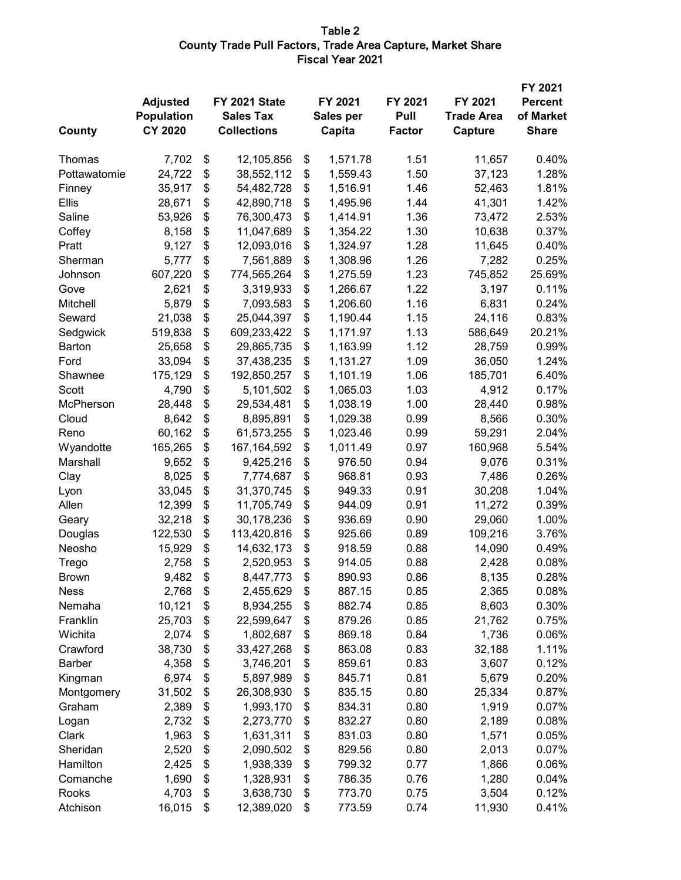## Table 2
## County Trade Pull Factors, Trade Area Capture, Market Share
## Fiscal Year 2021

| County | Adjusted Population CY 2020 | FY 2021 State Sales Tax Collections | FY 2021 Sales per Capita | FY 2021 Pull Factor | FY 2021 Trade Area Capture | FY 2021 Percent of Market Share |
|---|---|---|---|---|---|---|
| Thomas | 7,702 | $ 12,105,856 | $ 1,571.78 | 1.51 | 11,657 | 0.40% |
| Pottawatomie | 24,722 | $ 38,552,112 | $ 1,559.43 | 1.50 | 37,123 | 1.28% |
| Finney | 35,917 | $ 54,482,728 | $ 1,516.91 | 1.46 | 52,463 | 1.81% |
| Ellis | 28,671 | $ 42,890,718 | $ 1,495.96 | 1.44 | 41,301 | 1.42% |
| Saline | 53,926 | $ 76,300,473 | $ 1,414.91 | 1.36 | 73,472 | 2.53% |
| Coffey | 8,158 | $ 11,047,689 | $ 1,354.22 | 1.30 | 10,638 | 0.37% |
| Pratt | 9,127 | $ 12,093,016 | $ 1,324.97 | 1.28 | 11,645 | 0.40% |
| Sherman | 5,777 | $ 7,561,889 | $ 1,308.96 | 1.26 | 7,282 | 0.25% |
| Johnson | 607,220 | $ 774,565,264 | $ 1,275.59 | 1.23 | 745,852 | 25.69% |
| Gove | 2,621 | $ 3,319,933 | $ 1,266.67 | 1.22 | 3,197 | 0.11% |
| Mitchell | 5,879 | $ 7,093,583 | $ 1,206.60 | 1.16 | 6,831 | 0.24% |
| Seward | 21,038 | $ 25,044,397 | $ 1,190.44 | 1.15 | 24,116 | 0.83% |
| Sedgwick | 519,838 | $ 609,233,422 | $ 1,171.97 | 1.13 | 586,649 | 20.21% |
| Barton | 25,658 | $ 29,865,735 | $ 1,163.99 | 1.12 | 28,759 | 0.99% |
| Ford | 33,094 | $ 37,438,235 | $ 1,131.27 | 1.09 | 36,050 | 1.24% |
| Shawnee | 175,129 | $ 192,850,257 | $ 1,101.19 | 1.06 | 185,701 | 6.40% |
| Scott | 4,790 | $ 5,101,502 | $ 1,065.03 | 1.03 | 4,912 | 0.17% |
| McPherson | 28,448 | $ 29,534,481 | $ 1,038.19 | 1.00 | 28,440 | 0.98% |
| Cloud | 8,642 | $ 8,895,891 | $ 1,029.38 | 0.99 | 8,566 | 0.30% |
| Reno | 60,162 | $ 61,573,255 | $ 1,023.46 | 0.99 | 59,291 | 2.04% |
| Wyandotte | 165,265 | $ 167,164,592 | $ 1,011.49 | 0.97 | 160,968 | 5.54% |
| Marshall | 9,652 | $ 9,425,216 | $ 976.50 | 0.94 | 9,076 | 0.31% |
| Clay | 8,025 | $ 7,774,687 | $ 968.81 | 0.93 | 7,486 | 0.26% |
| Lyon | 33,045 | $ 31,370,745 | $ 949.33 | 0.91 | 30,208 | 1.04% |
| Allen | 12,399 | $ 11,705,749 | $ 944.09 | 0.91 | 11,272 | 0.39% |
| Geary | 32,218 | $ 30,178,236 | $ 936.69 | 0.90 | 29,060 | 1.00% |
| Douglas | 122,530 | $ 113,420,816 | $ 925.66 | 0.89 | 109,216 | 3.76% |
| Neosho | 15,929 | $ 14,632,173 | $ 918.59 | 0.88 | 14,090 | 0.49% |
| Trego | 2,758 | $ 2,520,953 | $ 914.05 | 0.88 | 2,428 | 0.08% |
| Brown | 9,482 | $ 8,447,773 | $ 890.93 | 0.86 | 8,135 | 0.28% |
| Ness | 2,768 | $ 2,455,629 | $ 887.15 | 0.85 | 2,365 | 0.08% |
| Nemaha | 10,121 | $ 8,934,255 | $ 882.74 | 0.85 | 8,603 | 0.30% |
| Franklin | 25,703 | $ 22,599,647 | $ 879.26 | 0.85 | 21,762 | 0.75% |
| Wichita | 2,074 | $ 1,802,687 | $ 869.18 | 0.84 | 1,736 | 0.06% |
| Crawford | 38,730 | $ 33,427,268 | $ 863.08 | 0.83 | 32,188 | 1.11% |
| Barber | 4,358 | $ 3,746,201 | $ 859.61 | 0.83 | 3,607 | 0.12% |
| Kingman | 6,974 | $ 5,897,989 | $ 845.71 | 0.81 | 5,679 | 0.20% |
| Montgomery | 31,502 | $ 26,308,930 | $ 835.15 | 0.80 | 25,334 | 0.87% |
| Graham | 2,389 | $ 1,993,170 | $ 834.31 | 0.80 | 1,919 | 0.07% |
| Logan | 2,732 | $ 2,273,770 | $ 832.27 | 0.80 | 2,189 | 0.08% |
| Clark | 1,963 | $ 1,631,311 | $ 831.03 | 0.80 | 1,571 | 0.05% |
| Sheridan | 2,520 | $ 2,090,502 | $ 829.56 | 0.80 | 2,013 | 0.07% |
| Hamilton | 2,425 | $ 1,938,339 | $ 799.32 | 0.77 | 1,866 | 0.06% |
| Comanche | 1,690 | $ 1,328,931 | $ 786.35 | 0.76 | 1,280 | 0.04% |
| Rooks | 4,703 | $ 3,638,730 | $ 773.70 | 0.75 | 3,504 | 0.12% |
| Atchison | 16,015 | $ 12,389,020 | $ 773.59 | 0.74 | 11,930 | 0.41% |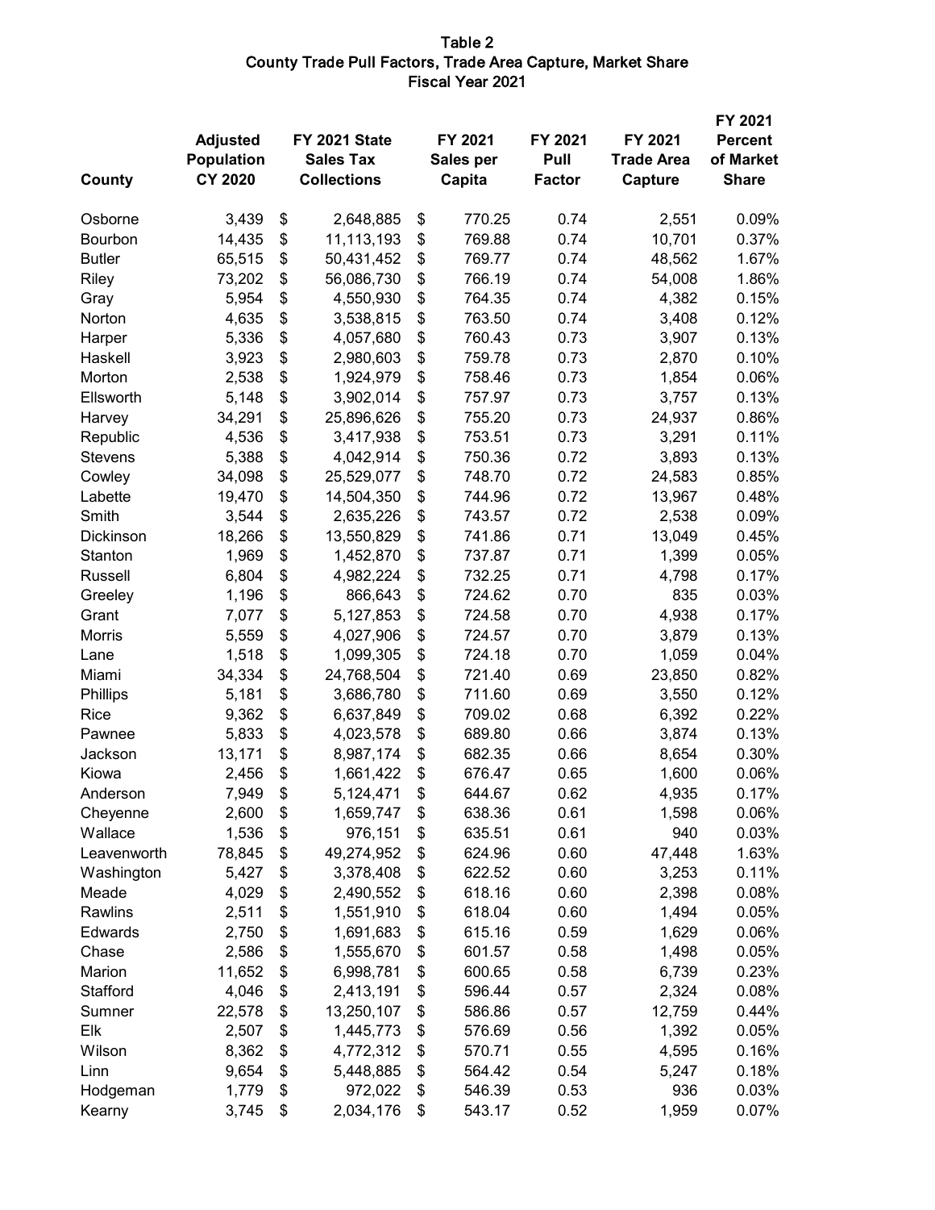# Table 2
## County Trade Pull Factors, Trade Area Capture, Market Share
### Fiscal Year 2021

| County | Adjusted Population CY 2020 | FY 2021 State Sales Tax Collections | FY 2021 Sales per Capita | FY 2021 Pull Factor | FY 2021 Trade Area Capture | FY 2021 Percent of Market Share |
|---|---|---|---|---|---|---|
| Osborne | 3,439 | $ 2,648,885 | $ 770.25 | 0.74 | 2,551 | 0.09% |
| Bourbon | 14,435 | $ 11,113,193 | $ 769.88 | 0.74 | 10,701 | 0.37% |
| Butler | 65,515 | $ 50,431,452 | $ 769.77 | 0.74 | 48,562 | 1.67% |
| Riley | 73,202 | $ 56,086,730 | $ 766.19 | 0.74 | 54,008 | 1.86% |
| Gray | 5,954 | $ 4,550,930 | $ 764.35 | 0.74 | 4,382 | 0.15% |
| Norton | 4,635 | $ 3,538,815 | $ 763.50 | 0.74 | 3,408 | 0.12% |
| Harper | 5,336 | $ 4,057,680 | $ 760.43 | 0.73 | 3,907 | 0.13% |
| Haskell | 3,923 | $ 2,980,603 | $ 759.78 | 0.73 | 2,870 | 0.10% |
| Morton | 2,538 | $ 1,924,979 | $ 758.46 | 0.73 | 1,854 | 0.06% |
| Ellsworth | 5,148 | $ 3,902,014 | $ 757.97 | 0.73 | 3,757 | 0.13% |
| Harvey | 34,291 | $ 25,896,626 | $ 755.20 | 0.73 | 24,937 | 0.86% |
| Republic | 4,536 | $ 3,417,938 | $ 753.51 | 0.73 | 3,291 | 0.11% |
| Stevens | 5,388 | $ 4,042,914 | $ 750.36 | 0.72 | 3,893 | 0.13% |
| Cowley | 34,098 | $ 25,529,077 | $ 748.70 | 0.72 | 24,583 | 0.85% |
| Labette | 19,470 | $ 14,504,350 | $ 744.96 | 0.72 | 13,967 | 0.48% |
| Smith | 3,544 | $ 2,635,226 | $ 743.57 | 0.72 | 2,538 | 0.09% |
| Dickinson | 18,266 | $ 13,550,829 | $ 741.86 | 0.71 | 13,049 | 0.45% |
| Stanton | 1,969 | $ 1,452,870 | $ 737.87 | 0.71 | 1,399 | 0.05% |
| Russell | 6,804 | $ 4,982,224 | $ 732.25 | 0.71 | 4,798 | 0.17% |
| Greeley | 1,196 | $ 866,643 | $ 724.62 | 0.70 | 835 | 0.03% |
| Grant | 7,077 | $ 5,127,853 | $ 724.58 | 0.70 | 4,938 | 0.17% |
| Morris | 5,559 | $ 4,027,906 | $ 724.57 | 0.70 | 3,879 | 0.13% |
| Lane | 1,518 | $ 1,099,305 | $ 724.18 | 0.70 | 1,059 | 0.04% |
| Miami | 34,334 | $ 24,768,504 | $ 721.40 | 0.69 | 23,850 | 0.82% |
| Phillips | 5,181 | $ 3,686,780 | $ 711.60 | 0.69 | 3,550 | 0.12% |
| Rice | 9,362 | $ 6,637,849 | $ 709.02 | 0.68 | 6,392 | 0.22% |
| Pawnee | 5,833 | $ 4,023,578 | $ 689.80 | 0.66 | 3,874 | 0.13% |
| Jackson | 13,171 | $ 8,987,174 | $ 682.35 | 0.66 | 8,654 | 0.30% |
| Kiowa | 2,456 | $ 1,661,422 | $ 676.47 | 0.65 | 1,600 | 0.06% |
| Anderson | 7,949 | $ 5,124,471 | $ 644.67 | 0.62 | 4,935 | 0.17% |
| Cheyenne | 2,600 | $ 1,659,747 | $ 638.36 | 0.61 | 1,598 | 0.06% |
| Wallace | 1,536 | $ 976,151 | $ 635.51 | 0.61 | 940 | 0.03% |
| Leavenworth | 78,845 | $ 49,274,952 | $ 624.96 | 0.60 | 47,448 | 1.63% |
| Washington | 5,427 | $ 3,378,408 | $ 622.52 | 0.60 | 3,253 | 0.11% |
| Meade | 4,029 | $ 2,490,552 | $ 618.16 | 0.60 | 2,398 | 0.08% |
| Rawlins | 2,511 | $ 1,551,910 | $ 618.04 | 0.60 | 1,494 | 0.05% |
| Edwards | 2,750 | $ 1,691,683 | $ 615.16 | 0.59 | 1,629 | 0.06% |
| Chase | 2,586 | $ 1,555,670 | $ 601.57 | 0.58 | 1,498 | 0.05% |
| Marion | 11,652 | $ 6,998,781 | $ 600.65 | 0.58 | 6,739 | 0.23% |
| Stafford | 4,046 | $ 2,413,191 | $ 596.44 | 0.57 | 2,324 | 0.08% |
| Sumner | 22,578 | $ 13,250,107 | $ 586.86 | 0.57 | 12,759 | 0.44% |
| Elk | 2,507 | $ 1,445,773 | $ 576.69 | 0.56 | 1,392 | 0.05% |
| Wilson | 8,362 | $ 4,772,312 | $ 570.71 | 0.55 | 4,595 | 0.16% |
| Linn | 9,654 | $ 5,448,885 | $ 564.42 | 0.54 | 5,247 | 0.18% |
| Hodgeman | 1,779 | $ 972,022 | $ 546.39 | 0.53 | 936 | 0.03% |
| Kearny | 3,745 | $ 2,034,176 | $ 543.17 | 0.52 | 1,959 | 0.07% |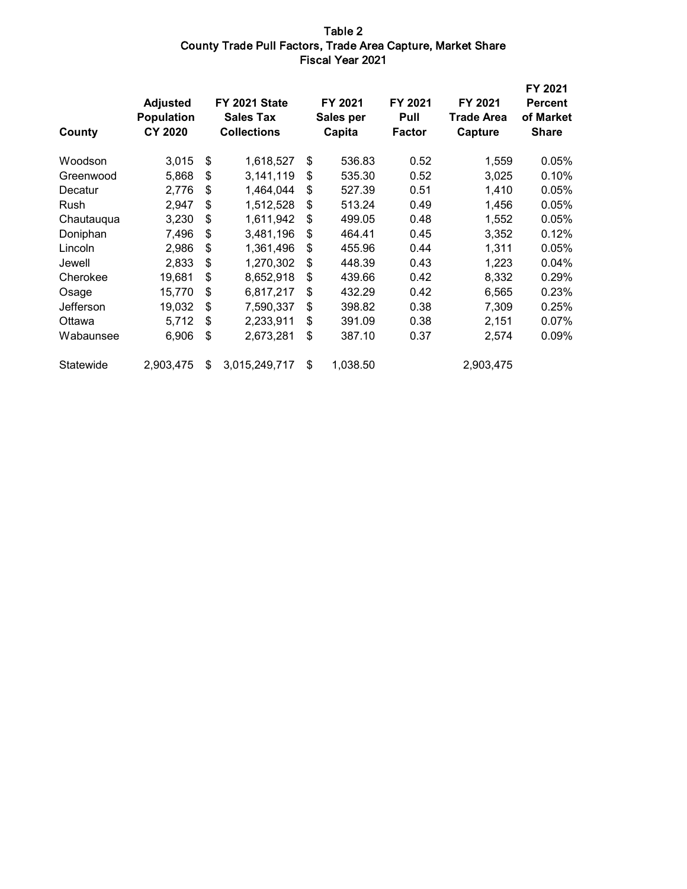# Table 2
## County Trade Pull Factors, Trade Area Capture, Market Share
### Fiscal Year 2021

| County | Adjusted Population CY 2020 | FY 2021 State Sales Tax Collections | FY 2021 Sales per Capita | FY 2021 Pull Factor | FY 2021 Trade Area Capture | FY 2021 Percent of Market Share |
|---|---|---|---|---|---|---|
| Woodson | 3,015 | $ 1,618,527 | $ 536.83 | 0.52 | 1,559 | 0.05% |
| Greenwood | 5,868 | $ 3,141,119 | $ 535.30 | 0.52 | 3,025 | 0.10% |
| Decatur | 2,776 | $ 1,464,044 | $ 527.39 | 0.51 | 1,410 | 0.05% |
| Rush | 2,947 | $ 1,512,528 | $ 513.24 | 0.49 | 1,456 | 0.05% |
| Chautauqua | 3,230 | $ 1,611,942 | $ 499.05 | 0.48 | 1,552 | 0.05% |
| Doniphan | 7,496 | $ 3,481,196 | $ 464.41 | 0.45 | 3,352 | 0.12% |
| Lincoln | 2,986 | $ 1,361,496 | $ 455.96 | 0.44 | 1,311 | 0.05% |
| Jewell | 2,833 | $ 1,270,302 | $ 448.39 | 0.43 | 1,223 | 0.04% |
| Cherokee | 19,681 | $ 8,652,918 | $ 439.66 | 0.42 | 8,332 | 0.29% |
| Osage | 15,770 | $ 6,817,217 | $ 432.29 | 0.42 | 6,565 | 0.23% |
| Jefferson | 19,032 | $ 7,590,337 | $ 398.82 | 0.38 | 7,309 | 0.25% |
| Ottawa | 5,712 | $ 2,233,911 | $ 391.09 | 0.38 | 2,151 | 0.07% |
| Wabaunsee | 6,906 | $ 2,673,281 | $ 387.10 | 0.37 | 2,574 | 0.09% |
| Statewide | 2,903,475 | $ 3,015,249,717 | $ 1,038.50 | | 2,903,475 | |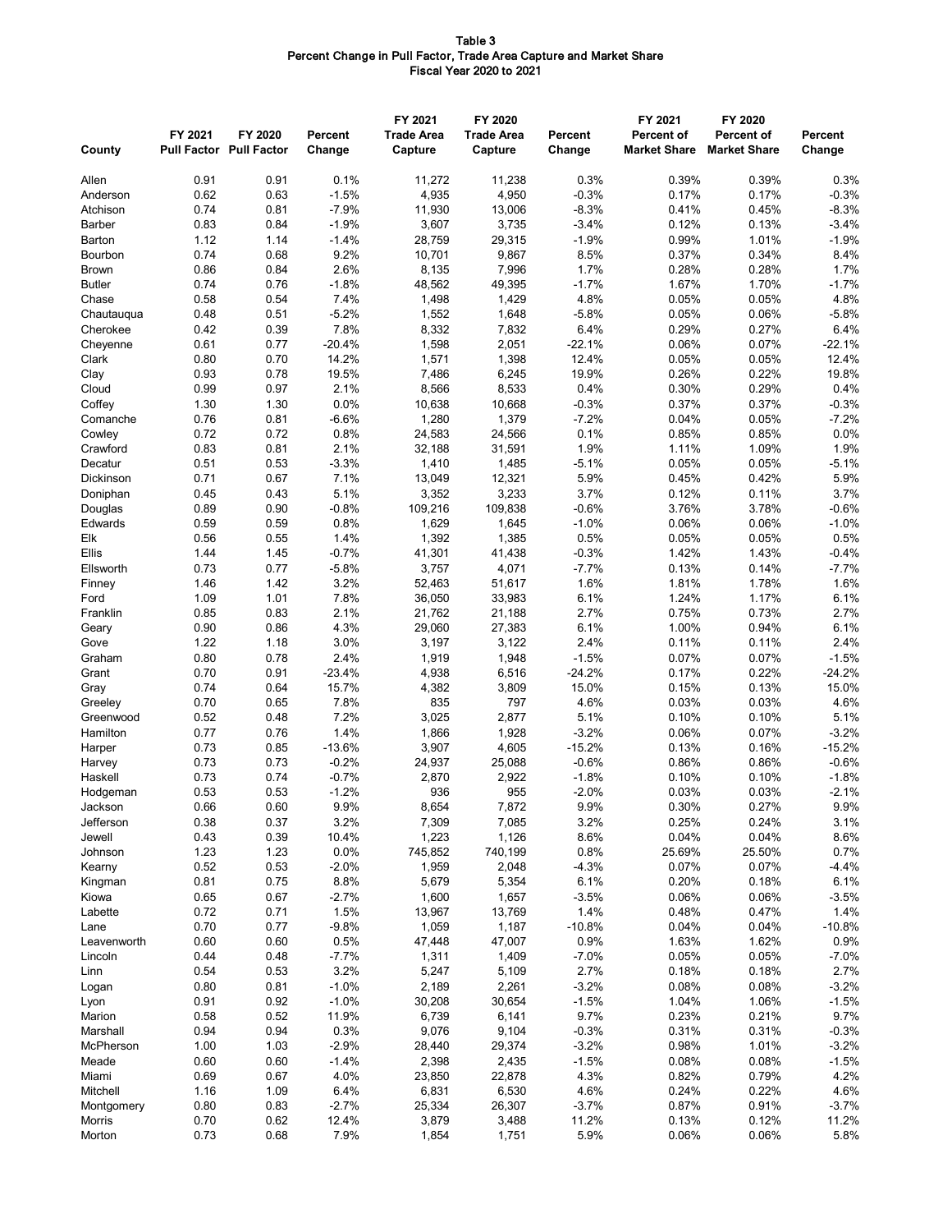**Table 3**
**Percent Change in Pull Factor, Trade Area Capture and Market Share**
**Fiscal Year 2020 to 2021**

| County | FY 2021 Pull Factor | FY 2020 Pull Factor | Percent Change | FY 2021 Trade Area Capture | FY 2020 Trade Area Capture | Percent Change | FY 2021 Percent of Market Share | FY 2020 Percent of Market Share | Percent Change |
|---|---|---|---|---|---|---|---|---|---|
| Allen | 0.91 | 0.91 | 0.1% | 11,272 | 11,238 | 0.3% | 0.39% | 0.39% | 0.3% |
| Anderson | 0.62 | 0.63 | -1.5% | 4,935 | 4,950 | -0.3% | 0.17% | 0.17% | -0.3% |
| Atchison | 0.74 | 0.81 | -7.9% | 11,930 | 13,006 | -8.3% | 0.41% | 0.45% | -8.3% |
| Barber | 0.83 | 0.84 | -1.9% | 3,607 | 3,735 | -3.4% | 0.12% | 0.13% | -3.4% |
| Barton | 1.12 | 1.14 | -1.4% | 28,759 | 29,315 | -1.9% | 0.99% | 1.01% | -1.9% |
| Bourbon | 0.74 | 0.68 | 9.2% | 10,701 | 9,867 | 8.5% | 0.37% | 0.34% | 8.4% |
| Brown | 0.86 | 0.84 | 2.6% | 8,135 | 7,996 | 1.7% | 0.28% | 0.28% | 1.7% |
| Butler | 0.74 | 0.76 | -1.8% | 48,562 | 49,395 | -1.7% | 1.67% | 1.70% | -1.7% |
| Chase | 0.58 | 0.54 | 7.4% | 1,498 | 1,429 | 4.8% | 0.05% | 0.05% | 4.8% |
| Chautauqua | 0.48 | 0.51 | -5.2% | 1,552 | 1,648 | -5.8% | 0.05% | 0.06% | -5.8% |
| Cherokee | 0.42 | 0.39 | 7.8% | 8,332 | 7,832 | 6.4% | 0.29% | 0.27% | 6.4% |
| Cheyenne | 0.61 | 0.77 | -20.4% | 1,598 | 2,051 | -22.1% | 0.06% | 0.07% | -22.1% |
| Clark | 0.80 | 0.70 | 14.2% | 1,571 | 1,398 | 12.4% | 0.05% | 0.05% | 12.4% |
| Clay | 0.93 | 0.78 | 19.5% | 7,486 | 6,245 | 19.9% | 0.26% | 0.22% | 19.8% |
| Cloud | 0.99 | 0.97 | 2.1% | 8,566 | 8,533 | 0.4% | 0.30% | 0.29% | 0.4% |
| Coffey | 1.30 | 1.30 | 0.0% | 10,638 | 10,668 | -0.3% | 0.37% | 0.37% | -0.3% |
| Comanche | 0.76 | 0.81 | -6.6% | 1,280 | 1,379 | -7.2% | 0.04% | 0.05% | -7.2% |
| Cowley | 0.72 | 0.72 | 0.8% | 24,583 | 24,566 | 0.1% | 0.85% | 0.85% | 0.0% |
| Crawford | 0.83 | 0.81 | 2.1% | 32,188 | 31,591 | 1.9% | 1.11% | 1.09% | 1.9% |
| Decatur | 0.51 | 0.53 | -3.3% | 1,410 | 1,485 | -5.1% | 0.05% | 0.05% | -5.1% |
| Dickinson | 0.71 | 0.67 | 7.1% | 13,049 | 12,321 | 5.9% | 0.45% | 0.42% | 5.9% |
| Doniphan | 0.45 | 0.43 | 5.1% | 3,352 | 3,233 | 3.7% | 0.12% | 0.11% | 3.7% |
| Douglas | 0.89 | 0.90 | -0.8% | 109,216 | 109,838 | -0.6% | 3.76% | 3.78% | -0.6% |
| Edwards | 0.59 | 0.59 | 0.8% | 1,629 | 1,645 | -1.0% | 0.06% | 0.06% | -1.0% |
| Elk | 0.56 | 0.55 | 1.4% | 1,392 | 1,385 | 0.5% | 0.05% | 0.05% | 0.5% |
| Ellis | 1.44 | 1.45 | -0.7% | 41,301 | 41,438 | -0.3% | 1.42% | 1.43% | -0.4% |
| Ellsworth | 0.73 | 0.77 | -5.8% | 3,757 | 4,071 | -7.7% | 0.13% | 0.14% | -7.7% |
| Finney | 1.46 | 1.42 | 3.2% | 52,463 | 51,617 | 1.6% | 1.81% | 1.78% | 1.6% |
| Ford | 1.09 | 1.01 | 7.8% | 36,050 | 33,983 | 6.1% | 1.24% | 1.17% | 6.1% |
| Franklin | 0.85 | 0.83 | 2.1% | 21,762 | 21,188 | 2.7% | 0.75% | 0.73% | 2.7% |
| Geary | 0.90 | 0.86 | 4.3% | 29,060 | 27,383 | 6.1% | 1.00% | 0.94% | 6.1% |
| Gove | 1.22 | 1.18 | 3.0% | 3,197 | 3,122 | 2.4% | 0.11% | 0.11% | 2.4% |
| Graham | 0.80 | 0.78 | 2.4% | 1,919 | 1,948 | -1.5% | 0.07% | 0.07% | -1.5% |
| Grant | 0.70 | 0.91 | -23.4% | 4,938 | 6,516 | -24.2% | 0.17% | 0.22% | -24.2% |
| Gray | 0.74 | 0.64 | 15.7% | 4,382 | 3,809 | 15.0% | 0.15% | 0.13% | 15.0% |
| Greeley | 0.70 | 0.65 | 7.8% | 835 | 797 | 4.6% | 0.03% | 0.03% | 4.6% |
| Greenwood | 0.52 | 0.48 | 7.2% | 3,025 | 2,877 | 5.1% | 0.10% | 0.10% | 5.1% |
| Hamilton | 0.77 | 0.76 | 1.4% | 1,866 | 1,928 | -3.2% | 0.06% | 0.07% | -3.2% |
| Harper | 0.73 | 0.85 | -13.6% | 3,907 | 4,605 | -15.2% | 0.13% | 0.16% | -15.2% |
| Harvey | 0.73 | 0.73 | -0.2% | 24,937 | 25,088 | -0.6% | 0.86% | 0.86% | -0.6% |
| Haskell | 0.73 | 0.74 | -0.7% | 2,870 | 2,922 | -1.8% | 0.10% | 0.10% | -1.8% |
| Hodgeman | 0.53 | 0.53 | -1.2% | 936 | 955 | -2.0% | 0.03% | 0.03% | -2.1% |
| Jackson | 0.66 | 0.60 | 9.9% | 8,654 | 7,872 | 9.9% | 0.30% | 0.27% | 9.9% |
| Jefferson | 0.38 | 0.37 | 3.2% | 7,309 | 7,085 | 3.2% | 0.25% | 0.24% | 3.1% |
| Jewell | 0.43 | 0.39 | 10.4% | 1,223 | 1,126 | 8.6% | 0.04% | 0.04% | 8.6% |
| Johnson | 1.23 | 1.23 | 0.0% | 745,852 | 740,199 | 0.8% | 25.69% | 25.50% | 0.7% |
| Kearny | 0.52 | 0.53 | -2.0% | 1,959 | 2,048 | -4.3% | 0.07% | 0.07% | -4.4% |
| Kingman | 0.81 | 0.75 | 8.8% | 5,679 | 5,354 | 6.1% | 0.20% | 0.18% | 6.1% |
| Kiowa | 0.65 | 0.67 | -2.7% | 1,600 | 1,657 | -3.5% | 0.06% | 0.06% | -3.5% |
| Labette | 0.72 | 0.71 | 1.5% | 13,967 | 13,769 | 1.4% | 0.48% | 0.47% | 1.4% |
| Lane | 0.70 | 0.77 | -9.8% | 1,059 | 1,187 | -10.8% | 0.04% | 0.04% | -10.8% |
| Leavenworth | 0.60 | 0.60 | 0.5% | 47,448 | 47,007 | 0.9% | 1.63% | 1.62% | 0.9% |
| Lincoln | 0.44 | 0.48 | -7.7% | 1,311 | 1,409 | -7.0% | 0.05% | 0.05% | -7.0% |
| Linn | 0.54 | 0.53 | 3.2% | 5,247 | 5,109 | 2.7% | 0.18% | 0.18% | 2.7% |
| Logan | 0.80 | 0.81 | -1.0% | 2,189 | 2,261 | -3.2% | 0.08% | 0.08% | -3.2% |
| Lyon | 0.91 | 0.92 | -1.0% | 30,208 | 30,654 | -1.5% | 1.04% | 1.06% | -1.5% |
| Marion | 0.58 | 0.52 | 11.9% | 6,739 | 6,141 | 9.7% | 0.23% | 0.21% | 9.7% |
| Marshall | 0.94 | 0.94 | 0.3% | 9,076 | 9,104 | -0.3% | 0.31% | 0.31% | -0.3% |
| McPherson | 1.00 | 1.03 | -2.9% | 28,440 | 29,374 | -3.2% | 0.98% | 1.01% | -3.2% |
| Meade | 0.60 | 0.60 | -1.4% | 2,398 | 2,435 | -1.5% | 0.08% | 0.08% | -1.5% |
| Miami | 0.69 | 0.67 | 4.0% | 23,850 | 22,878 | 4.3% | 0.82% | 0.79% | 4.2% |
| Mitchell | 1.16 | 1.09 | 6.4% | 6,831 | 6,530 | 4.6% | 0.24% | 0.22% | 4.6% |
| Montgomery | 0.80 | 0.83 | -2.7% | 25,334 | 26,307 | -3.7% | 0.87% | 0.91% | -3.7% |
| Morris | 0.70 | 0.62 | 12.4% | 3,879 | 3,488 | 11.2% | 0.13% | 0.12% | 11.2% |
| Morton | 0.73 | 0.68 | 7.9% | 1,854 | 1,751 | 5.9% | 0.06% | 0.06% | 5.8% |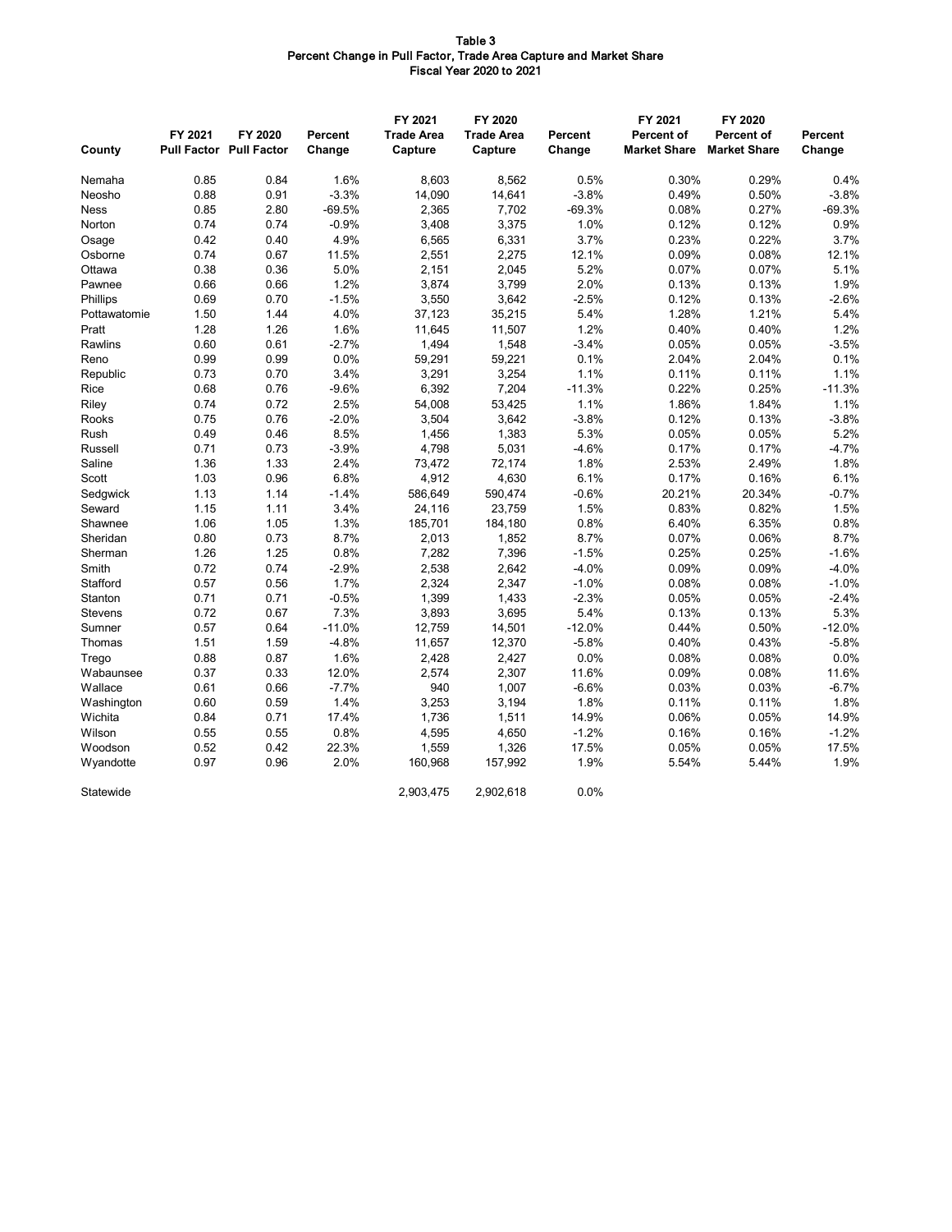**Table 3**
**Percent Change in Pull Factor, Trade Area Capture and Market Share**
**Fiscal Year 2020 to 2021**

| County | FY 2021 Pull Factor | FY 2020 Pull Factor | Percent Change | FY 2021 Trade Area Capture | FY 2020 Trade Area Capture | Percent Change | FY 2021 Percent of Market Share | FY 2020 Percent of Market Share | Percent Change |
|---|---|---|---|---|---|---|---|---|---|
| Nemaha | 0.85 | 0.84 | 1.6% | 8,603 | 8,562 | 0.5% | 0.30% | 0.29% | 0.4% |
| Neosho | 0.88 | 0.91 | -3.3% | 14,090 | 14,641 | -3.8% | 0.49% | 0.50% | -3.8% |
| Ness | 0.85 | 2.80 | -69.5% | 2,365 | 7,702 | -69.3% | 0.08% | 0.27% | -69.3% |
| Norton | 0.74 | 0.74 | -0.9% | 3,408 | 3,375 | 1.0% | 0.12% | 0.12% | 0.9% |
| Osage | 0.42 | 0.40 | 4.9% | 6,565 | 6,331 | 3.7% | 0.23% | 0.22% | 3.7% |
| Osborne | 0.74 | 0.67 | 11.5% | 2,551 | 2,275 | 12.1% | 0.09% | 0.08% | 12.1% |
| Ottawa | 0.38 | 0.36 | 5.0% | 2,151 | 2,045 | 5.2% | 0.07% | 0.07% | 5.1% |
| Pawnee | 0.66 | 0.66 | 1.2% | 3,874 | 3,799 | 2.0% | 0.13% | 0.13% | 1.9% |
| Phillips | 0.69 | 0.70 | -1.5% | 3,550 | 3,642 | -2.5% | 0.12% | 0.13% | -2.6% |
| Pottawatomie | 1.50 | 1.44 | 4.0% | 37,123 | 35,215 | 5.4% | 1.28% | 1.21% | 5.4% |
| Pratt | 1.28 | 1.26 | 1.6% | 11,645 | 11,507 | 1.2% | 0.40% | 0.40% | 1.2% |
| Rawlins | 0.60 | 0.61 | -2.7% | 1,494 | 1,548 | -3.4% | 0.05% | 0.05% | -3.5% |
| Reno | 0.99 | 0.99 | 0.0% | 59,291 | 59,221 | 0.1% | 2.04% | 2.04% | 0.1% |
| Republic | 0.73 | 0.70 | 3.4% | 3,291 | 3,254 | 1.1% | 0.11% | 0.11% | 1.1% |
| Rice | 0.68 | 0.76 | -9.6% | 6,392 | 7,204 | -11.3% | 0.22% | 0.25% | -11.3% |
| Riley | 0.74 | 0.72 | 2.5% | 54,008 | 53,425 | 1.1% | 1.86% | 1.84% | 1.1% |
| Rooks | 0.75 | 0.76 | -2.0% | 3,504 | 3,642 | -3.8% | 0.12% | 0.13% | -3.8% |
| Rush | 0.49 | 0.46 | 8.5% | 1,456 | 1,383 | 5.3% | 0.05% | 0.05% | 5.2% |
| Russell | 0.71 | 0.73 | -3.9% | 4,798 | 5,031 | -4.6% | 0.17% | 0.17% | -4.7% |
| Saline | 1.36 | 1.33 | 2.4% | 73,472 | 72,174 | 1.8% | 2.53% | 2.49% | 1.8% |
| Scott | 1.03 | 0.96 | 6.8% | 4,912 | 4,630 | 6.1% | 0.17% | 0.16% | 6.1% |
| Sedgwick | 1.13 | 1.14 | -1.4% | 586,649 | 590,474 | -0.6% | 20.21% | 20.34% | -0.7% |
| Seward | 1.15 | 1.11 | 3.4% | 24,116 | 23,759 | 1.5% | 0.83% | 0.82% | 1.5% |
| Shawnee | 1.06 | 1.05 | 1.3% | 185,701 | 184,180 | 0.8% | 6.40% | 6.35% | 0.8% |
| Sheridan | 0.80 | 0.73 | 8.7% | 2,013 | 1,852 | 8.7% | 0.07% | 0.06% | 8.7% |
| Sherman | 1.26 | 1.25 | 0.8% | 7,282 | 7,396 | -1.5% | 0.25% | 0.25% | -1.6% |
| Smith | 0.72 | 0.74 | -2.9% | 2,538 | 2,642 | -4.0% | 0.09% | 0.09% | -4.0% |
| Stafford | 0.57 | 0.56 | 1.7% | 2,324 | 2,347 | -1.0% | 0.08% | 0.08% | -1.0% |
| Stanton | 0.71 | 0.71 | -0.5% | 1,399 | 1,433 | -2.3% | 0.05% | 0.05% | -2.4% |
| Stevens | 0.72 | 0.67 | 7.3% | 3,893 | 3,695 | 5.4% | 0.13% | 0.13% | 5.3% |
| Sumner | 0.57 | 0.64 | -11.0% | 12,759 | 14,501 | -12.0% | 0.44% | 0.50% | -12.0% |
| Thomas | 1.51 | 1.59 | -4.8% | 11,657 | 12,370 | -5.8% | 0.40% | 0.43% | -5.8% |
| Trego | 0.88 | 0.87 | 1.6% | 2,428 | 2,427 | 0.0% | 0.08% | 0.08% | 0.0% |
| Wabaunsee | 0.37 | 0.33 | 12.0% | 2,574 | 2,307 | 11.6% | 0.09% | 0.08% | 11.6% |
| Wallace | 0.61 | 0.66 | -7.7% | 940 | 1,007 | -6.6% | 0.03% | 0.03% | -6.7% |
| Washington | 0.60 | 0.59 | 1.4% | 3,253 | 3,194 | 1.8% | 0.11% | 0.11% | 1.8% |
| Wichita | 0.84 | 0.71 | 17.4% | 1,736 | 1,511 | 14.9% | 0.06% | 0.05% | 14.9% |
| Wilson | 0.55 | 0.55 | 0.8% | 4,595 | 4,650 | -1.2% | 0.16% | 0.16% | -1.2% |
| Woodson | 0.52 | 0.42 | 22.3% | 1,559 | 1,326 | 17.5% | 0.05% | 0.05% | 17.5% |
| Wyandotte | 0.97 | 0.96 | 2.0% | 160,968 | 157,992 | 1.9% | 5.54% | 5.44% | 1.9% |
| Statewide | | | | 2,903,475 | 2,902,618 | 0.0% | | | |